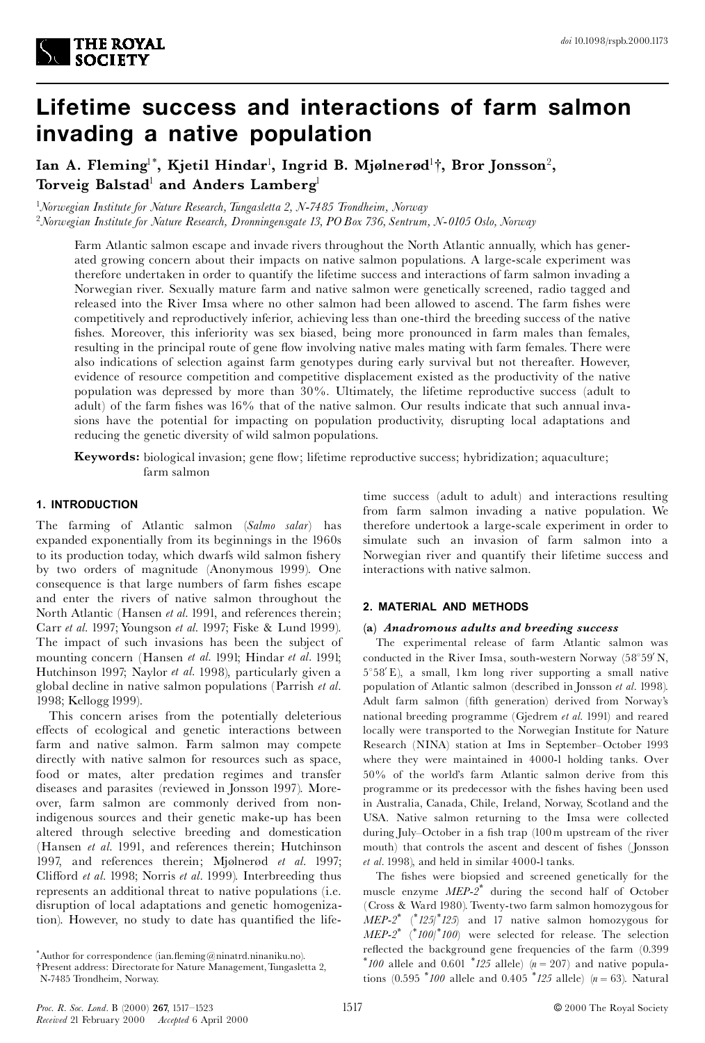# Lifetime success and interactions of farm salmon invading a native population

**Ian A. Fleming[1]*, Kjetil Hindar[1], Ingrid B. Mjølnerød[1]†, Bror Jonsson[2], Torveig Balstad[1] and Anders Lamberg[1]**

[1]*Norwegian Institute for Nature Research, Tungasletta 2, N-7485 Trondheim, Norway*

[2]*Norwegian Institute for Nature Research, Dronningensgate 13, PO Box 736, Sentrum, N-0105 Oslo, Norway*

Farm Atlantic salmon escape and invade rivers throughout the North Atlantic annually, which has generated growing concern about their impacts on native salmon populations. A large-scale experiment was therefore undertaken in order to quantify the lifetime success and interactions of farm salmon invading a Norwegian river. Sexually mature farm and native salmon were genetically screened, radio tagged and released into the River Imsa where no other salmon had been allowed to ascend. The farm fishes were competitively and reproductively inferior, achieving less than one-third the breeding success of the native fishes. Moreover, this inferiority was sex biased, being more pronounced in farm males than females, resulting in the principal route of gene flow involving native males mating with farm females. There were also indications of selection against farm genotypes during early survival but not thereafter. However, evidence of resource competition and competitive displacement existed as the productivity of the native population was depressed by more than 30%. Ultimately, the lifetime reproductive success (adult to adult) of the farm fishes was 16% that of the native salmon. Our results indicate that such annual invasions have the potential for impacting on population productivity, disrupting local adaptations and reducing the genetic diversity of wild salmon populations.

**Keywords:** biological invasion; gene flow; lifetime reproductive success; hybridization; aquaculture; farm salmon

## 1. INTRODUCTION

The farming of Atlantic salmon (*Salmo salar*) has expanded exponentially from its beginnings in the 1960s to its production today, which dwarfs wild salmon fishery by two orders of magnitude (Anonymous 1999). One consequence is that large numbers of farm fishes escape and enter the rivers of native salmon throughout the North Atlantic (Hansen *et al.* 1991, and references therein; Carr *et al.* 1997; Youngson *et al.* 1997; Fiske & Lund 1999). The impact of such invasions has been the subject of mounting concern (Hansen *et al.* 1991; Hindar *et al.* 1991; Hutchinson 1997; Naylor *et al.* 1998), particularly given a global decline in native salmon populations (Parrish *et al.* 1998; Kellogg 1999).

This concern arises from the potentially deleterious effects of ecological and genetic interactions between farm and native salmon. Farm salmon may compete directly with native salmon for resources such as space, food or mates, alter predation regimes and transfer diseases and parasites (reviewed in Jonsson 1997). Moreover, farm salmon are commonly derived from non-indigenous sources and their genetic make-up has been altered through selective breeding and domestication (Hansen *et al.* 1991, and references therein; Hutchinson 1997, and references therein; Mjølnerød *et al.* 1997; Clifford *et al.* 1998; Norris *et al.* 1999). Interbreeding thus represents an additional threat to native populations (i.e. disruption of local adaptations and genetic homogenization). However, no study to date has quantified the lifetime success (adult to adult) and interactions resulting from farm salmon invading a native population. We therefore undertook a large-scale experiment in order to simulate such an invasion of farm salmon into a Norwegian river and quantify their lifetime success and interactions with native salmon.

## 2. MATERIAL AND METHODS

### (a) *Anadromous adults and breeding success*

The experimental release of farm Atlantic salmon was conducted in the River Imsa, south-western Norway (58°59′ N, 5°58′ E), a small, 1 km long river supporting a small native population of Atlantic salmon (described in Jonsson *et al.* 1998). Adult farm salmon (fifth generation) derived from Norway's national breeding programme (Gjedrem *et al.* 1991) and reared locally were transported to the Norwegian Institute for Nature Research (NINA) station at Ims in September–October 1993 where they were maintained in 4000-l holding tanks. Over 50% of the world's farm Atlantic salmon derive from this programme or its predecessor with the fishes having been used in Australia, Canada, Chile, Ireland, Norway, Scotland and the USA. Native salmon returning to the Imsa were collected during July–October in a fish trap (100 m upstream of the river mouth) that controls the ascent and descent of fishes (Jonsson *et al.* 1998), and held in similar 4000-l tanks.

The fishes were biopsied and screened genetically for the muscle enzyme *MEP-2\** during the second half of October (Cross & Ward 1980). Twenty-two farm salmon homozygous for *MEP-2\** (*\*125/\*125*) and 17 native salmon homozygous for *MEP-2\** (*\*100/\*100*) were selected for release. The selection reflected the background gene frequencies of the farm (0.399 *\*100* allele and 0.601 *\*125* allele) ($n = 207$) and native populations (0.595 *\*100* allele and 0.405 *\*125* allele) ($n = 63$). Natural

---

*Author for correspondence (ian.fleming@ninatrd.ninaniku.no).

†Present address: Directorate for Nature Management, Tungasletta 2, N-7485 Trondheim, Norway.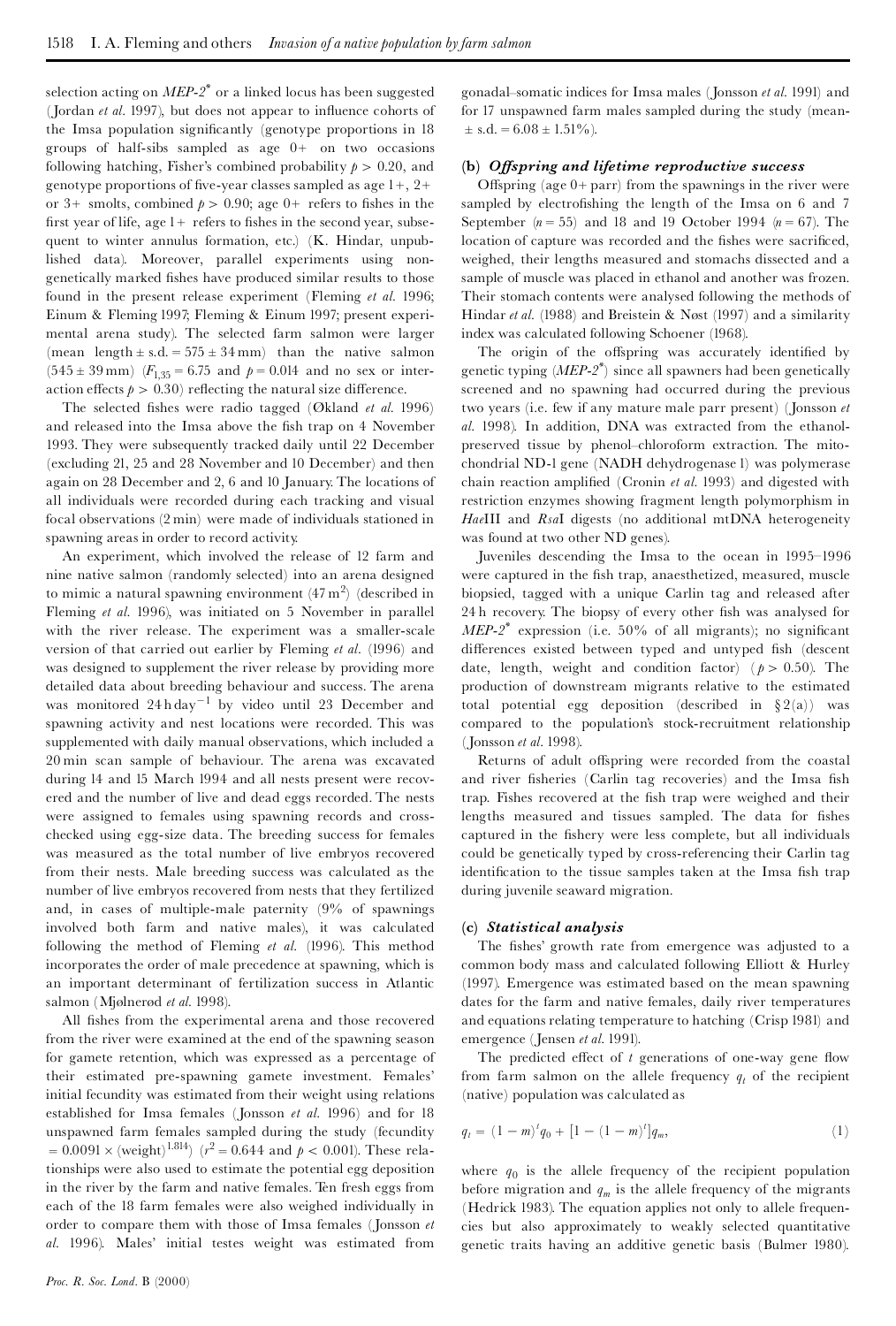selection acting on $MEP\text{-}2^*$ or a linked locus has been suggested (Jordan *et al.* 1997), but does not appear to influence cohorts of the Imsa population significantly (genotype proportions in 18 groups of half-sibs sampled as age 0+ on two occasions following hatching, Fisher's combined probability $p > 0.20$, and genotype proportions of five-year classes sampled as age 1+, 2+ or 3+ smolts, combined $p > 0.90$; age 0+ refers to fishes in the first year of life, age 1+ refers to fishes in the second year, subsequent to winter annulus formation, etc.) (K. Hindar, unpublished data). Moreover, parallel experiments using non-genetically marked fishes have produced similar results to those found in the present release experiment (Fleming *et al.* 1996; Einum & Fleming 1997; Fleming & Einum 1997; present experimental arena study). The selected farm salmon were larger (mean length ± s.d. = 575 ± 34 mm) than the native salmon (545 ± 39 mm) ($F_{1,35} = 6.75$ and $p = 0.014$ and no sex or interaction effects $p > 0.30$) reflecting the natural size difference.

The selected fishes were radio tagged (Økland *et al.* 1996) and released into the Imsa above the fish trap on 4 November 1993. They were subsequently tracked daily until 22 December (excluding 21, 25 and 28 November and 10 December) and then again on 28 December and 2, 6 and 10 January. The locations of all individuals were recorded during each tracking and visual focal observations (2 min) were made of individuals stationed in spawning areas in order to record activity.

An experiment, which involved the release of 12 farm and nine native salmon (randomly selected) into an arena designed to mimic a natural spawning environment (47 m$^2$) (described in Fleming *et al.* 1996), was initiated on 5 November in parallel with the river release. The experiment was a smaller-scale version of that carried out earlier by Fleming *et al.* (1996) and was designed to supplement the river release by providing more detailed data about breeding behaviour and success. The arena was monitored 24 h day$^{-1}$ by video until 23 December and spawning activity and nest locations were recorded. This was supplemented with daily manual observations, which included a 20 min scan sample of behaviour. The arena was excavated during 14 and 15 March 1994 and all nests present were recovered and the number of live and dead eggs recorded. The nests were assigned to females using spawning records and cross-checked using egg-size data. The breeding success for females was measured as the total number of live embryos recovered from their nests. Male breeding success was calculated as the number of live embryos recovered from nests that they fertilized and, in cases of multiple-male paternity (9% of spawnings involved both farm and native males), it was calculated following the method of Fleming *et al.* (1996). This method incorporates the order of male precedence at spawning, which is an important determinant of fertilization success in Atlantic salmon (Mjølnerød *et al.* 1998).

All fishes from the experimental arena and those recovered from the river were examined at the end of the spawning season for gamete retention, which was expressed as a percentage of their estimated pre-spawning gamete investment. Females' initial fecundity was estimated from their weight using relations established for Imsa females (Jonsson *et al.* 1996) and for 18 unspawned farm females sampled during the study (fecundity $= 0.0091 \times (\text{weight})^{1.814}$) ($r^2 = 0.644$ and $p < 0.001$). These relationships were also used to estimate the potential egg deposition in the river by the farm and native females. Ten fresh eggs from each of the 18 farm females were also weighed individually in order to compare them with those of Imsa females (Jonsson *et al.* 1996). Males' initial testes weight was estimated from gonadal–somatic indices for Imsa males (Jonsson *et al.* 1991) and for 17 unspawned farm males sampled during the study (mean ± s.d. = 6.08 ± 1.51%).

### (b) *Offspring and lifetime reproductive success*

Offspring (age 0+ parr) from the spawnings in the river were sampled by electrofishing the length of the Imsa on 6 and 7 September ($n = 55$) and 18 and 19 October 1994 ($n = 67$). The location of capture was recorded and the fishes were sacrificed, weighed, their lengths measured and stomachs dissected and a sample of muscle was placed in ethanol and another was frozen. Their stomach contents were analysed following the methods of Hindar *et al.* (1988) and Breistein & Nøst (1997) and a similarity index was calculated following Schoener (1968).

The origin of the offspring was accurately identified by genetic typing ($MEP\text{-}2^*$) since all spawners had been genetically screened and no spawning had occurred during the previous two years (i.e. few if any mature male parr present) (Jonsson *et al.* 1998). In addition, DNA was extracted from the ethanol-preserved tissue by phenol–chloroform extraction. The mitochondrial ND-1 gene (NADH dehydrogenase 1) was polymerase chain reaction amplified (Cronin *et al.* 1993) and digested with restriction enzymes showing fragment length polymorphism in *Hae*III and *Rsa*I digests (no additional mtDNA heterogeneity was found at two other ND genes).

Juveniles descending the Imsa to the ocean in 1995–1996 were captured in the fish trap, anaesthetized, measured, muscle biopsied, tagged with a unique Carlin tag and released after 24 h recovery. The biopsy of every other fish was analysed for $MEP\text{-}2^*$ expression (i.e. 50% of all migrants); no significant differences existed between typed and untyped fish (descent date, length, weight and condition factor) ($p > 0.50$). The production of downstream migrants relative to the estimated total potential egg deposition (described in §2(a)) was compared to the population's stock-recruitment relationship (Jonsson *et al.* 1998).

Returns of adult offspring were recorded from the coastal and river fisheries (Carlin tag recoveries) and the Imsa fish trap. Fishes recovered at the fish trap were weighed and their lengths measured and tissues sampled. The data for fishes captured in the fishery were less complete, but all individuals could be genetically typed by cross-referencing their Carlin tag identification to the tissue samples taken at the Imsa fish trap during juvenile seaward migration.

### (c) *Statistical analysis*

The fishes' growth rate from emergence was adjusted to a common body mass and calculated following Elliott & Hurley (1997). Emergence was estimated based on the mean spawning dates for the farm and native females, daily river temperatures and equations relating temperature to hatching (Crisp 1981) and emergence (Jensen *et al.* 1991).

The predicted effect of $t$ generations of one-way gene flow from farm salmon on the allele frequency $q_t$ of the recipient (native) population was calculated as

$$q_t = (1 - m)^t q_0 + [1 - (1 - m)^t] q_m, \tag{1}$$

where $q_0$ is the allele frequency of the recipient population before migration and $q_m$ is the allele frequency of the migrants (Hedrick 1983). The equation applies not only to allele frequencies but also approximately to weakly selected quantitative genetic traits having an additive genetic basis (Bulmer 1980).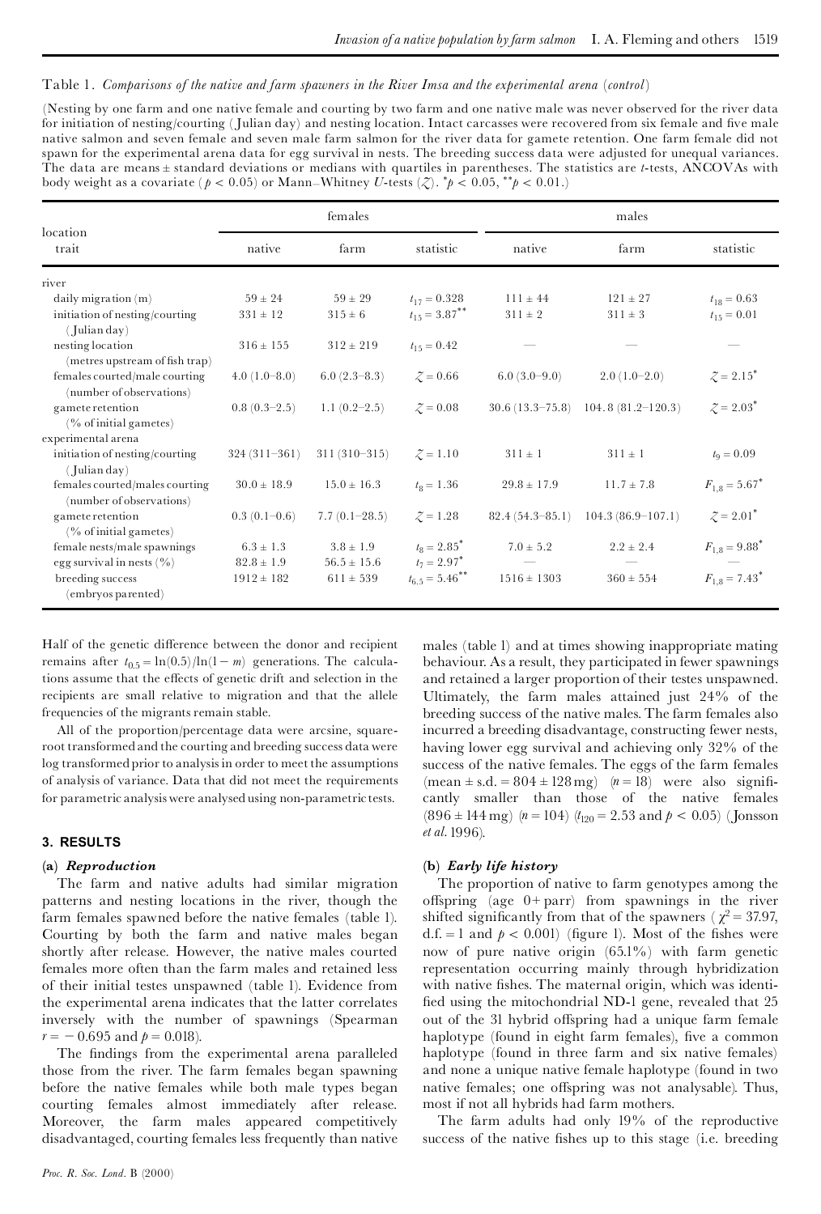Table 1. *Comparisons of the native and farm spawners in the River Imsa and the experimental arena (control)*

(Nesting by one farm and one native female and courting by two farm and one native male was never observed for the river data for initiation of nesting/courting (Julian day) and nesting location. Intact carcasses were recovered from six female and five male native salmon and seven female and seven male farm salmon for the river data for gamete retention. One farm female did not spawn for the experimental arena data for egg survival in nests. The breeding success data were adjusted for unequal variances. The data are means ± standard deviations or medians with quartiles in parentheses. The statistics are *t*-tests, ANCOVAs with body weight as a covariate ($p < 0.05$) or Mann–Whitney *U*-tests ($Z$). $^{*}p < 0.05$, $^{**}p < 0.01$.)

| location trait | females | | | males | | |
|---|---|---|---|---|---|---|
| | native | farm | statistic | native | farm | statistic |
| **river** | | | | | | |
| daily migration (m) | 59 ± 24 | 59 ± 29 | $t_{17} = 0.328$ | 111 ± 44 | 121 ± 27 | $t_{18} = 0.63$ |
| initiation of nesting/courting (Julian day) | 331 ± 12 | 315 ± 6 | $t_{15} = 3.87^{**}$ | 311 ± 2 | 311 ± 3 | $t_{15} = 0.01$ |
| nesting location (metres upstream of fish trap) | 316 ± 155 | 312 ± 219 | $t_{15} = 0.42$ | — | — | — |
| females courted/male courting (number of observations) | 4.0 (1.0–8.0) | 6.0 (2.3–8.3) | $Z = 0.66$ | 6.0 (3.0–9.0) | 2.0 (1.0–2.0) | $Z = 2.15^{*}$ |
| gamete retention (% of initial gametes) | 0.8 (0.3–2.5) | 1.1 (0.2–2.5) | $Z = 0.08$ | 30.6 (13.3–75.8) | 104.8 (81.2–120.3) | $Z = 2.03^{*}$ |
| **experimental arena** | | | | | | |
| initiation of nesting/courting (Julian day) | 324 (311–361) | 311 (310–315) | $Z = 1.10$ | 311 ± 1 | 311 ± 1 | $t_9 = 0.09$ |
| females courted/males courting (number of observations) | 30.0 ± 18.9 | 15.0 ± 16.3 | $t_8 = 1.36$ | 29.8 ± 17.9 | 11.7 ± 7.8 | $F_{1,8} = 5.67^{*}$ |
| gamete retention (% of initial gametes) | 0.3 (0.1–0.6) | 7.7 (0.1–28.5) | $Z = 1.28$ | 82.4 (54.3–85.1) | 104.3 (86.9–107.1) | $Z = 2.01^{*}$ |
| female nests/male spawnings | 6.3 ± 1.3 | 3.8 ± 1.9 | $t_8 = 2.85^{*}$ | 7.0 ± 5.2 | 2.2 ± 2.4 | $F_{1,8} = 9.88^{*}$ |
| egg survival in nests (%) | 82.8 ± 1.9 | 56.5 ± 15.6 | $t_7 = 2.97^{*}$ | — | — | — |
| breeding success (embryos parented) | 1912 ± 182 | 611 ± 539 | $t_{6.5} = 5.46^{**}$ | 1516 ± 1303 | 360 ± 554 | $F_{1,8} = 7.43^{*}$ |

Half of the genetic difference between the donor and recipient remains after $t_{0.5} = \ln(0.5)/\ln(1 - m)$ generations. The calculations assume that the effects of genetic drift and selection in the recipients are small relative to migration and that the allele frequencies of the migrants remain stable.

All of the proportion/percentage data were arcsine, square-root transformed and the courting and breeding success data were log transformed prior to analysis in order to meet the assumptions of analysis of variance. Data that did not meet the requirements for parametric analysis were analysed using non-parametric tests.

## 3. RESULTS

### (a) *Reproduction*

The farm and native adults had similar migration patterns and nesting locations in the river, though the farm females spawned before the native females (table 1). Courting by both the farm and native males began shortly after release. However, the native males courted females more often than the farm males and retained less of their initial testes unspawned (table 1). Evidence from the experimental arena indicates that the latter correlates inversely with the number of spawnings (Spearman $r = -0.695$ and $p = 0.018$).

The findings from the experimental arena paralleled those from the river. The farm females began spawning before the native females while both male types began courting females almost immediately after release. Moreover, the farm males appeared competitively disadvantaged, courting females less frequently than native males (table 1) and at times showing inappropriate mating behaviour. As a result, they participated in fewer spawnings and retained a larger proportion of their testes unspawned. Ultimately, the farm males attained just 24% of the breeding success of the native males. The farm females also incurred a breeding disadvantage, constructing fewer nests, having lower egg survival and achieving only 32% of the success of the native females. The eggs of the farm females (mean ± s.d. = 804 ± 128 mg) ($n = 18$) were also significantly smaller than those of the native females (896 ± 144 mg) ($n = 104$) ($t_{120} = 2.53$ and $p < 0.05$) (Jonsson *et al.* 1996).

### (b) *Early life history*

The proportion of native to farm genotypes among the offspring (age 0+ parr) from spawnings in the river shifted significantly from that of the spawners ($\chi^2 = 37.97$, d.f. = 1 and $p < 0.001$) (figure 1). Most of the fishes were now of pure native origin (65.1%) with farm genetic representation occurring mainly through hybridization with native fishes. The maternal origin, which was identified using the mitochondrial ND-1 gene, revealed that 25 out of the 31 hybrid offspring had a unique farm female haplotype (found in eight farm females), five a common haplotype (found in three farm and six native females) and none a unique native female haplotype (found in two native females; one offspring was not analysable). Thus, most if not all hybrids had farm mothers.

The farm adults had only 19% of the reproductive success of the native fishes up to this stage (i.e. breeding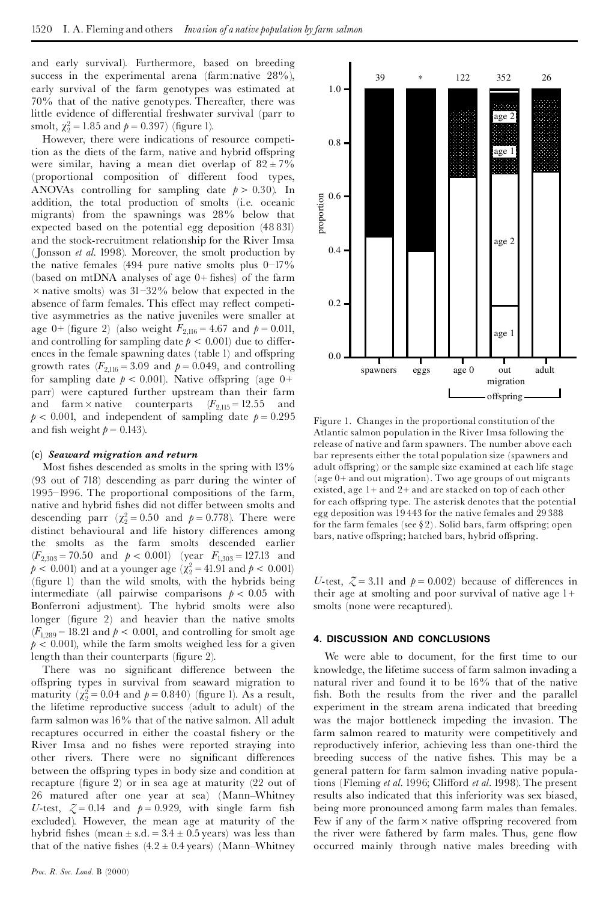and early survival). Furthermore, based on breeding success in the experimental arena (farm:native 28%), early survival of the farm genotypes was estimated at 70% that of the native genotypes. Thereafter, there was little evidence of differential freshwater survival (parr to smolt, $\chi^2_2 = 1.85$ and $p = 0.397$) (figure 1).

However, there were indications of resource competition as the diets of the farm, native and hybrid offspring were similar, having a mean diet overlap of $82 \pm 7\%$ (proportional composition of different food types, ANOVAs controlling for sampling date $p > 0.30$). In addition, the total production of smolts (i.e. oceanic migrants) from the spawnings was 28% below that expected based on the potential egg deposition (48 831) and the stock-recruitment relationship for the River Imsa (Jonsson *et al.* 1998). Moreover, the smolt production by the native females (494 pure native smolts plus 0–17% (based on mtDNA analyses of age 0+ fishes) of the farm × native smolts) was 31–32% below that expected in the absence of farm females. This effect may reflect competitive asymmetries as the native juveniles were smaller at age 0+ (figure 2) (also weight $F_{2,116} = 4.67$ and $p = 0.011$, and controlling for sampling date $p < 0.001$) due to differences in the female spawning dates (table 1) and offspring growth rates ($F_{2,116} = 3.09$ and $p = 0.049$, and controlling for sampling date $p < 0.001$). Native offspring (age 0+ parr) were captured further upstream than their farm and farm × native counterparts ($F_{2,115} = 12.55$ and $p < 0.001$, and independent of sampling date $p = 0.295$ and fish weight $p = 0.143$).

### (c) *Seaward migration and return*

Most fishes descended as smolts in the spring with 13% (93 out of 718) descending as parr during the winter of 1995–1996. The proportional compositions of the farm, native and hybrid fishes did not differ between smolts and descending parr ($\chi^2_2 = 0.50$ and $p = 0.778$). There were distinct behavioural and life history differences among the smolts as the farm smolts descended earlier ($F_{2,303} = 70.50$ and $p < 0.001$) (year $F_{1,303} = 127.13$ and $p < 0.001$) and at a younger age ($\chi^2_2 = 41.91$ and $p < 0.001$) (figure 1) than the wild smolts, with the hybrids being intermediate (all pairwise comparisons $p < 0.05$ with Bonferroni adjustment). The hybrid smolts were also longer (figure 2) and heavier than the native smolts ($F_{1,289} = 18.21$ and $p < 0.001$, and controlling for smolt age $p < 0.001$), while the farm smolts weighed less for a given length than their counterparts (figure 2).

There was no significant difference between the offspring types in survival from seaward migration to maturity ($\chi^2_2 = 0.04$ and $p = 0.840$) (figure 1). As a result, the lifetime reproductive success (adult to adult) of the farm salmon was 16% that of the native salmon. All adult recaptures occurred in either the coastal fishery or the River Imsa and no fishes were reported straying into other rivers. There were no significant differences between the offspring types in body size and condition at recapture (figure 2) or in sea age at maturity (22 out of 26 matured after one year at sea) (Mann–Whitney $U$-test, $Z = 0.14$ and $p = 0.929$, with single farm fish excluded). However, the mean age at maturity of the hybrid fishes (mean ± s.d. = $3.4 \pm 0.5$ years) was less than that of the native fishes ($4.2 \pm 0.4$ years) (Mann–Whitney $U$-test, $Z = 3.11$ and $p = 0.002$) because of differences in their age at smolting and poor survival of native age 1+ smolts (none were recaptured).

Figure 1. Changes in the proportional constitution of the Atlantic salmon population in the River Imsa following the release of native and farm spawners. The number above each bar represents either the total population size (spawners and adult offspring) or the sample size examined at each life stage (age 0+ and out migration). Two age groups of out migrants existed, age 1+ and 2+ and are stacked on top of each other for each offspring type. The asterisk denotes that the potential egg deposition was 19 443 for the native females and 29 388 for the farm females (see § 2). Solid bars, farm offspring; open bars, native offspring; hatched bars, hybrid offspring.

## 4. DISCUSSION AND CONCLUSIONS

We were able to document, for the first time to our knowledge, the lifetime success of farm salmon invading a natural river and found it to be 16% that of the native fish. Both the results from the river and the parallel experiment in the stream arena indicated that breeding was the major bottleneck impeding the invasion. The farm salmon reared to maturity were competitively and reproductively inferior, achieving less than one-third the breeding success of the native fishes. This may be a general pattern for farm salmon invading native populations (Fleming *et al.* 1996; Clifford *et al.* 1998). The present results also indicated that this inferiority was sex biased, being more pronounced among farm males than females. Few if any of the farm × native offspring recovered from the river were fathered by farm males. Thus, gene flow occurred mainly through native males breeding with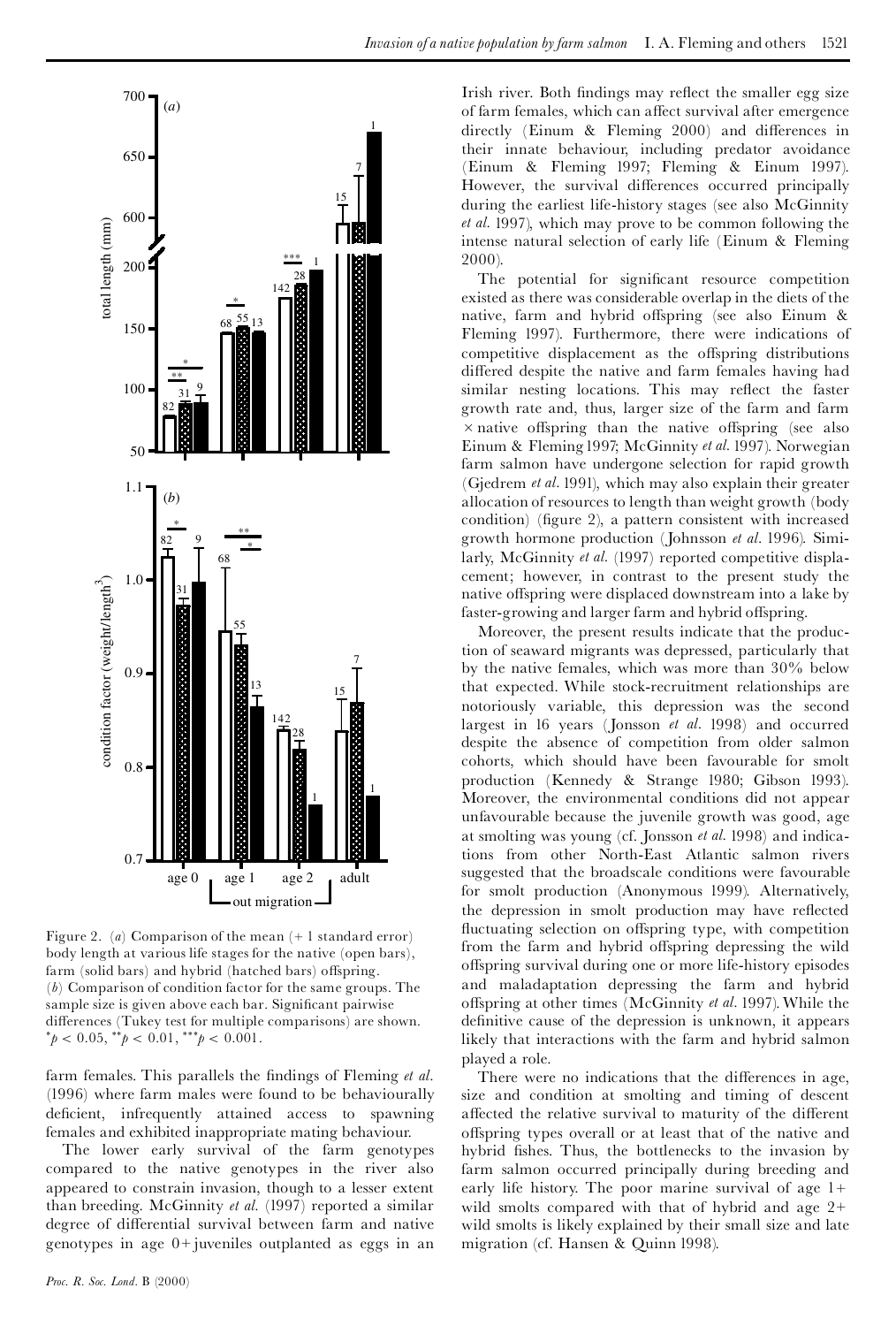Figure 2. (*a*) Comparison of the mean (+ 1 standard error) body length at various life stages for the native (open bars), farm (solid bars) and hybrid (hatched bars) offspring. (*b*) Comparison of condition factor for the same groups. The sample size is given above each bar. Significant pairwise differences (Tukey test for multiple comparisons) are shown. $^{*}p < 0.05$, $^{**}p < 0.01$, $^{***}p < 0.001$.

farm females. This parallels the findings of Fleming *et al.* (1996) where farm males were found to be behaviourally deficient, infrequently attained access to spawning females and exhibited inappropriate mating behaviour.

The lower early survival of the farm genotypes compared to the native genotypes in the river also appeared to constrain invasion, though to a lesser extent than breeding. McGinnity *et al.* (1997) reported a similar degree of differential survival between farm and native genotypes in age 0+ juveniles outplanted as eggs in an Irish river. Both findings may reflect the smaller egg size of farm females, which can affect survival after emergence directly (Einum & Fleming 2000) and differences in their innate behaviour, including predator avoidance (Einum & Fleming 1997; Fleming & Einum 1997). However, the survival differences occurred principally during the earliest life-history stages (see also McGinnity *et al.* 1997), which may prove to be common following the intense natural selection of early life (Einum & Fleming 2000).

The potential for significant resource competition existed as there was considerable overlap in the diets of the native, farm and hybrid offspring (see also Einum & Fleming 1997). Furthermore, there were indications of competitive displacement as the offspring distributions differed despite the native and farm females having had similar nesting locations. This may reflect the faster growth rate and, thus, larger size of the farm and farm × native offspring than the native offspring (see also Einum & Fleming 1997; McGinnity *et al.* 1997). Norwegian farm salmon have undergone selection for rapid growth (Gjedrem *et al.* 1991), which may also explain their greater allocation of resources to length than weight growth (body condition) (figure 2), a pattern consistent with increased growth hormone production (Johnsson *et al.* 1996). Similarly, McGinnity *et al.* (1997) reported competitive displacement; however, in contrast to the present study the native offspring were displaced downstream into a lake by faster-growing and larger farm and hybrid offspring.

Moreover, the present results indicate that the production of seaward migrants was depressed, particularly that by the native females, which was more than 30% below that expected. While stock-recruitment relationships are notoriously variable, this depression was the second largest in 16 years (Jonsson *et al.* 1998) and occurred despite the absence of competition from older salmon cohorts, which should have been favourable for smolt production (Kennedy & Strange 1980; Gibson 1993). Moreover, the environmental conditions did not appear unfavourable because the juvenile growth was good, age at smolting was young (cf. Jonsson *et al.* 1998) and indications from other North-East Atlantic salmon rivers suggested that the broadscale conditions were favourable for smolt production (Anonymous 1999). Alternatively, the depression in smolt production may have reflected fluctuating selection on offspring type, with competition from the farm and hybrid offspring depressing the wild offspring survival during one or more life-history episodes and maladaptation depressing the farm and hybrid offspring at other times (McGinnity *et al.* 1997). While the definitive cause of the depression is unknown, it appears likely that interactions with the farm and hybrid salmon played a role.

There were no indications that the differences in age, size and condition at smolting and timing of descent affected the relative survival to maturity of the different offspring types overall or at least that of the native and hybrid fishes. Thus, the bottlenecks to the invasion by farm salmon occurred principally during breeding and early life history. The poor marine survival of age 1+ wild smolts compared with that of hybrid and age 2+ wild smolts is likely explained by their small size and late migration (cf. Hansen & Quinn 1998).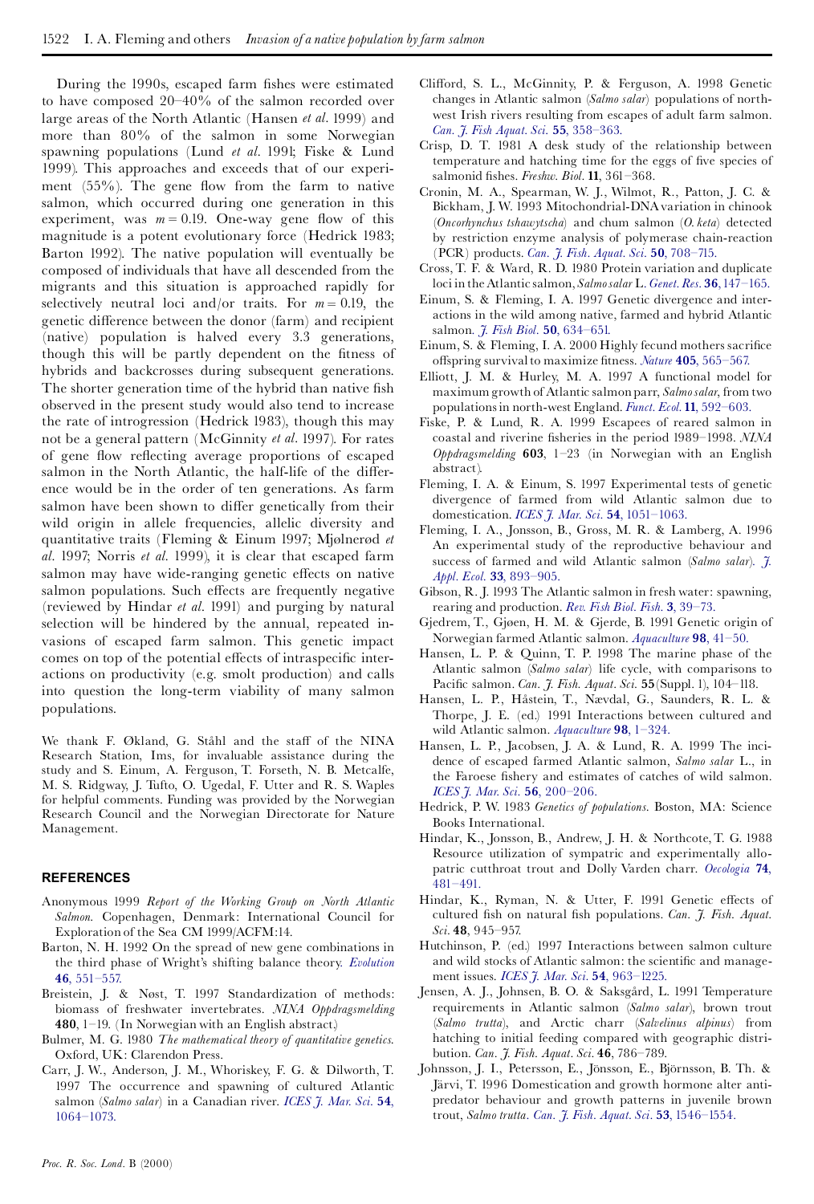During the 1990s, escaped farm fishes were estimated to have composed 20–40% of the salmon recorded over large areas of the North Atlantic (Hansen *et al*. 1999) and more than 80% of the salmon in some Norwegian spawning populations (Lund *et al*. 1991; Fiske & Lund 1999). This approaches and exceeds that of our experiment (55%). The gene flow from the farm to native salmon, which occurred during one generation in this experiment, was $m = 0.19$. One-way gene flow of this magnitude is a potent evolutionary force (Hedrick 1983; Barton 1992). The native population will eventually be composed of individuals that have all descended from the migrants and this situation is approached rapidly for selectively neutral loci and/or traits. For $m = 0.19$, the genetic difference between the donor (farm) and recipient (native) population is halved every 3.3 generations, though this will be partly dependent on the fitness of hybrids and backcrosses during subsequent generations. The shorter generation time of the hybrid than native fish observed in the present study would also tend to increase the rate of introgression (Hedrick 1983), though this may not be a general pattern (McGinnity *et al*. 1997). For rates of gene flow reflecting average proportions of escaped salmon in the North Atlantic, the half-life of the difference would be in the order of ten generations. As farm salmon have been shown to differ genetically from their wild origin in allele frequencies, allelic diversity and quantitative traits (Fleming & Einum 1997; Mjølnerød *et al*. 1997; Norris *et al*. 1999), it is clear that escaped farm salmon may have wide-ranging genetic effects on native salmon populations. Such effects are frequently negative (reviewed by Hindar *et al*. 1991) and purging by natural selection will be hindered by the annual, repeated invasions of escaped farm salmon. This genetic impact comes on top of the potential effects of intraspecific interactions on productivity (e.g. smolt production) and calls into question the long-term viability of many salmon populations.

We thank F. Økland, G. Ståhl and the staff of the NINA Research Station, Ims, for invaluable assistance during the study and S. Einum, A. Ferguson, T. Forseth, N. B. Metcalfe, M. S. Ridgway, J. Tufto, O. Ugedal, F. Utter and R. S. Waples for helpful comments. Funding was provided by the Norwegian Research Council and the Norwegian Directorate for Nature Management.

## REFERENCES

Anonymous 1999 *Report of the Working Group on North Atlantic Salmon*. Copenhagen, Denmark: International Council for Exploration of the Sea CM 1999/ACFM:14.

Barton, N. H. 1992 On the spread of new gene combinations in the third phase of Wright's shifting balance theory. *Evolution* **46**, 551–557.

Breistein, J. & Nøst, T. 1997 Standardization of methods: biomass of freshwater invertebrates. *NINA Oppdragsmelding* **480**, 1–19. (In Norwegian with an English abstract.)

Bulmer, M. G. 1980 *The mathematical theory of quantitative genetics*. Oxford, UK: Clarendon Press.

Carr, J. W., Anderson, J. M., Whoriskey, F. G. & Dilworth, T. 1997 The occurrence and spawning of cultured Atlantic salmon (*Salmo salar*) in a Canadian river. *ICES J. Mar. Sci.* **54**, 1064–1073.

Clifford, S. L., McGinnity, P. & Ferguson, A. 1998 Genetic changes in Atlantic salmon (*Salmo salar*) populations of northwest Irish rivers resulting from escapes of adult farm salmon. *Can. J. Fish Aquat. Sci.* **55**, 358–363.

Crisp, D. T. 1981 A desk study of the relationship between temperature and hatching time for the eggs of five species of salmonid fishes. *Freshw. Biol.* **11**, 361–368.

Cronin, M. A., Spearman, W. J., Wilmot, R., Patton, J. C. & Bickham, J. W. 1993 Mitochondrial-DNA variation in chinook (*Oncorhynchus tshawytscha*) and chum salmon (*O. keta*) detected by restriction enzyme analysis of polymerase chain-reaction (PCR) products. *Can. J. Fish. Aquat. Sci.* **50**, 708–715.

Cross, T. F. & Ward, R. D. 1980 Protein variation and duplicate loci in the Atlantic salmon, *Salmo salar* L. *Genet. Res.* **36**, 147–165.

Einum, S. & Fleming, I. A. 1997 Genetic divergence and interactions in the wild among native, farmed and hybrid Atlantic salmon. *J. Fish Biol.* **50**, 634–651.

Einum, S. & Fleming, I. A. 2000 Highly fecund mothers sacrifice offspring survival to maximize fitness. *Nature* **405**, 565–567.

Elliott, J. M. & Hurley, M. A. 1997 A functional model for maximum growth of Atlantic salmon parr, *Salmo salar*, from two populations in north-west England. *Funct. Ecol.* **11**, 592–603.

Fiske, P. & Lund, R. A. 1999 Escapees of reared salmon in coastal and riverine fisheries in the period 1989–1998. *NINA Oppdragsmelding* **603**, 1–23 (in Norwegian with an English abstract).

Fleming, I. A. & Einum, S. 1997 Experimental tests of genetic divergence of farmed from wild Atlantic salmon due to domestication. *ICES J. Mar. Sci.* **54**, 1051–1063.

Fleming, I. A., Jonsson, B., Gross, M. R. & Lamberg, A. 1996 An experimental study of the reproductive behaviour and success of farmed and wild Atlantic salmon (*Salmo salar*). *J. Appl. Ecol.* **33**, 893–905.

Gibson, R. J. 1993 The Atlantic salmon in fresh water: spawning, rearing and production. *Rev. Fish Biol. Fish.* **3**, 39–73.

Gjedrem, T., Gjøen, H. M. & Gjerde, B. 1991 Genetic origin of Norwegian farmed Atlantic salmon. *Aquaculture* **98**, 41–50.

Hansen, L. P. & Quinn, T. P. 1998 The marine phase of the Atlantic salmon (*Salmo salar*) life cycle, with comparisons to Pacific salmon. *Can. J. Fish. Aquat. Sci.* **55** (Suppl. 1), 104–118.

Hansen, L. P., Håstein, T., Nævdal, G., Saunders, R. L. & Thorpe, J. E. (ed.) 1991 Interactions between cultured and wild Atlantic salmon. *Aquaculture* **98**, 1–324.

Hansen, L. P., Jacobsen, J. A. & Lund, R. A. 1999 The incidence of escaped farmed Atlantic salmon, *Salmo salar* L., in the Faroese fishery and estimates of catches of wild salmon. *ICES J. Mar. Sci.* **56**, 200–206.

Hedrick, P. W. 1983 *Genetics of populations*. Boston, MA: Science Books International.

Hindar, K., Jonsson, B., Andrew, J. H. & Northcote, T. G. 1988 Resource utilization of sympatric and experimentally allopatric cutthroat trout and Dolly Varden charr. *Oecologia* **74**, 481–491.

Hindar, K., Ryman, N. & Utter, F. 1991 Genetic effects of cultured fish on natural fish populations. *Can. J. Fish. Aquat. Sci.* **48**, 945–957.

Hutchinson, P. (ed.) 1997 Interactions between salmon culture and wild stocks of Atlantic salmon: the scientific and management issues. *ICES J. Mar. Sci.* **54**, 963–1225.

Jensen, A. J., Johnsen, B. O. & Saksgård, L. 1991 Temperature requirements in Atlantic salmon (*Salmo salar*), brown trout (*Salmo trutta*), and Arctic charr (*Salvelinus alpinus*) from hatching to initial feeding compared with geographic distribution. *Can. J. Fish. Aquat. Sci.* **46**, 786–789.

Johnsson, J. I., Petersson, E., Jönsson, E., Björnsson, B. Th. & Järvi, T. 1996 Domestication and growth hormone alter antipredator behaviour and growth patterns in juvenile brown trout, *Salmo trutta*. *Can. J. Fish. Aquat. Sci.* **53**, 1546–1554.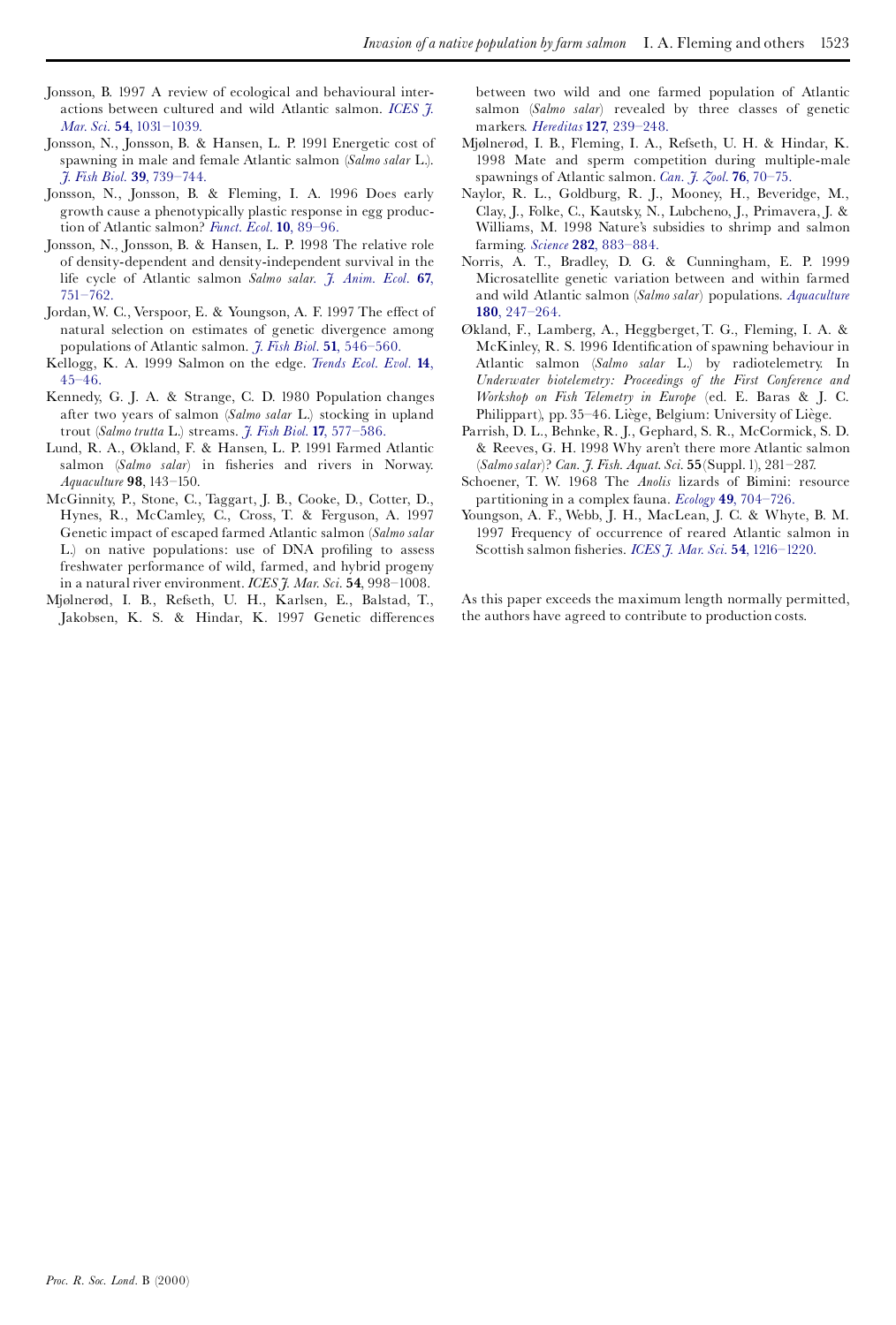Jonsson, B. 1997 A review of ecological and behavioural interactions between cultured and wild Atlantic salmon. *ICES J. Mar. Sci.* **54**, 1031–1039.

Jonsson, N., Jonsson, B. & Hansen, L. P. 1991 Energetic cost of spawning in male and female Atlantic salmon (*Salmo salar* L.). *J. Fish Biol.* **39**, 739–744.

Jonsson, N., Jonsson, B. & Fleming, I. A. 1996 Does early growth cause a phenotypically plastic response in egg production of Atlantic salmon? *Funct. Ecol.* **10**, 89–96.

Jonsson, N., Jonsson, B. & Hansen, L. P. 1998 The relative role of density-dependent and density-independent survival in the life cycle of Atlantic salmon *Salmo salar*. *J. Anim. Ecol.* **67**, 751–762.

Jordan, W. C., Verspoor, E. & Youngson, A. F. 1997 The effect of natural selection on estimates of genetic divergence among populations of Atlantic salmon. *J. Fish Biol.* **51**, 546–560.

Kellogg, K. A. 1999 Salmon on the edge. *Trends Ecol. Evol.* **14**, 45–46.

Kennedy, G. J. A. & Strange, C. D. 1980 Population changes after two years of salmon (*Salmo salar* L.) stocking in upland trout (*Salmo trutta* L.) streams. *J. Fish Biol.* **17**, 577–586.

Lund, R. A., Økland, F. & Hansen, L. P. 1991 Farmed Atlantic salmon (*Salmo salar*) in fisheries and rivers in Norway. *Aquaculture* **98**, 143–150.

McGinnity, P., Stone, C., Taggart, J. B., Cooke, D., Cotter, D., Hynes, R., McCamley, C., Cross, T. & Ferguson, A. 1997 Genetic impact of escaped farmed Atlantic salmon (*Salmo salar* L.) on native populations: use of DNA profiling to assess freshwater performance of wild, farmed, and hybrid progeny in a natural river environment. *ICES J. Mar. Sci.* **54**, 998–1008.

Mjølnerød, I. B., Refseth, U. H., Karlsen, E., Balstad, T., Jakobsen, K. S. & Hindar, K. 1997 Genetic differences between two wild and one farmed population of Atlantic salmon (*Salmo salar*) revealed by three classes of genetic markers. *Hereditas* **127**, 239–248.

Mjølnerød, I. B., Fleming, I. A., Refseth, U. H. & Hindar, K. 1998 Mate and sperm competition during multiple-male spawnings of Atlantic salmon. *Can. J. Zool.* **76**, 70–75.

Naylor, R. L., Goldburg, R. J., Mooney, H., Beveridge, M., Clay, J., Folke, C., Kautsky, N., Lubcheno, J., Primavera, J. & Williams, M. 1998 Nature's subsidies to shrimp and salmon farming. *Science* **282**, 883–884.

Norris, A. T., Bradley, D. G. & Cunningham, E. P. 1999 Microsatellite genetic variation between and within farmed and wild Atlantic salmon (*Salmo salar*) populations. *Aquaculture* **180**, 247–264.

Økland, F., Lamberg, A., Heggberget, T. G., Fleming, I. A. & McKinley, R. S. 1996 Identification of spawning behaviour in Atlantic salmon (*Salmo salar* L.) by radiotelemetry. In *Underwater biotelemetry: Proceedings of the First Conference and Workshop on Fish Telemetry in Europe* (ed. E. Baras & J. C. Philippart), pp. 35–46. Liège, Belgium: University of Liège.

Parrish, D. L., Behnke, R. J., Gephard, S. R., McCormick, S. D. & Reeves, G. H. 1998 Why aren't there more Atlantic salmon (*Salmo salar*)? *Can. J. Fish. Aquat. Sci.* **55** (Suppl. 1), 281–287.

Schoener, T. W. 1968 The *Anolis* lizards of Bimini: resource partitioning in a complex fauna. *Ecology* **49**, 704–726.

Youngson, A. F., Webb, J. H., MacLean, J. C. & Whyte, B. M. 1997 Frequency of occurrence of reared Atlantic salmon in Scottish salmon fisheries. *ICES J. Mar. Sci.* **54**, 1216–1220.

As this paper exceeds the maximum length normally permitted, the authors have agreed to contribute to production costs.